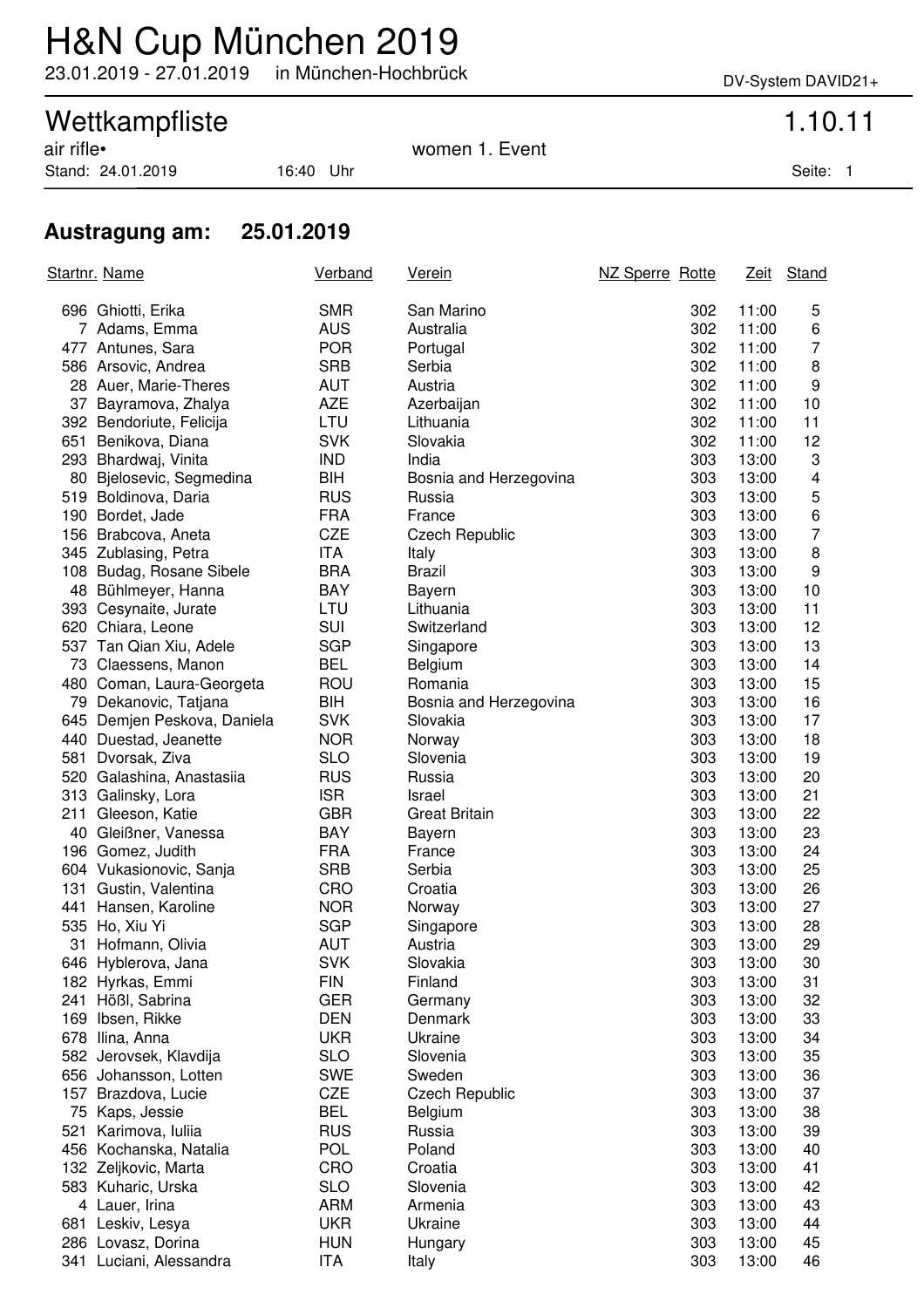# H&N Cup München 2019

23.01.2019 - 27.01.2019 in München-Hochbrück

DV-System DAVID21+

## Wettkampfliste 1.10.11

air rifle• women 1. Event

Stand: 24.01.2019 16:40 Uhr

### Austragung am: 25.01.2019

| Startnr. | Name | Verband | Verein | NZ Sperre | Rotte | Zeit | Stand |
|---|---|---|---|---|---|---|---|
| 696 | Ghiotti, Erika | SMR | San Marino | | 302 | 11:00 | 5 |
| 7 | Adams, Emma | AUS | Australia | | 302 | 11:00 | 6 |
| 477 | Antunes, Sara | POR | Portugal | | 302 | 11:00 | 7 |
| 586 | Arsovic, Andrea | SRB | Serbia | | 302 | 11:00 | 8 |
| 28 | Auer, Marie-Theres | AUT | Austria | | 302 | 11:00 | 9 |
| 37 | Bayramova, Zhalya | AZE | Azerbaijan | | 302 | 11:00 | 10 |
| 392 | Bendoriute, Felicija | LTU | Lithuania | | 302 | 11:00 | 11 |
| 651 | Benikova, Diana | SVK | Slovakia | | 302 | 11:00 | 12 |
| 293 | Bhardwaj, Vinita | IND | India | | 303 | 13:00 | 3 |
| 80 | Bjelosevic, Segmedina | BIH | Bosnia and Herzegovina | | 303 | 13:00 | 4 |
| 519 | Boldinova, Daria | RUS | Russia | | 303 | 13:00 | 5 |
| 190 | Bordet, Jade | FRA | France | | 303 | 13:00 | 6 |
| 156 | Brabcova, Aneta | CZE | Czech Republic | | 303 | 13:00 | 7 |
| 345 | Zublasing, Petra | ITA | Italy | | 303 | 13:00 | 8 |
| 108 | Budag, Rosane Sibele | BRA | Brazil | | 303 | 13:00 | 9 |
| 48 | Bühlmeyer, Hanna | BAY | Bayern | | 303 | 13:00 | 10 |
| 393 | Cesynaite, Jurate | LTU | Lithuania | | 303 | 13:00 | 11 |
| 620 | Chiara, Leone | SUI | Switzerland | | 303 | 13:00 | 12 |
| 537 | Tan Qian Xiu, Adele | SGP | Singapore | | 303 | 13:00 | 13 |
| 73 | Claessens, Manon | BEL | Belgium | | 303 | 13:00 | 14 |
| 480 | Coman, Laura-Georgeta | ROU | Romania | | 303 | 13:00 | 15 |
| 79 | Dekanovic, Tatjana | BIH | Bosnia and Herzegovina | | 303 | 13:00 | 16 |
| 645 | Demjen Peskova, Daniela | SVK | Slovakia | | 303 | 13:00 | 17 |
| 440 | Duestad, Jeanette | NOR | Norway | | 303 | 13:00 | 18 |
| 581 | Dvorsak, Ziva | SLO | Slovenia | | 303 | 13:00 | 19 |
| 520 | Galashina, Anastasiia | RUS | Russia | | 303 | 13:00 | 20 |
| 313 | Galinsky, Lora | ISR | Israel | | 303 | 13:00 | 21 |
| 211 | Gleeson, Katie | GBR | Great Britain | | 303 | 13:00 | 22 |
| 40 | Gleißner, Vanessa | BAY | Bayern | | 303 | 13:00 | 23 |
| 196 | Gomez, Judith | FRA | France | | 303 | 13:00 | 24 |
| 604 | Vukasionovic, Sanja | SRB | Serbia | | 303 | 13:00 | 25 |
| 131 | Gustin, Valentina | CRO | Croatia | | 303 | 13:00 | 26 |
| 441 | Hansen, Karoline | NOR | Norway | | 303 | 13:00 | 27 |
| 535 | Ho, Xiu Yi | SGP | Singapore | | 303 | 13:00 | 28 |
| 31 | Hofmann, Olivia | AUT | Austria | | 303 | 13:00 | 29 |
| 646 | Hyblerova, Jana | SVK | Slovakia | | 303 | 13:00 | 30 |
| 182 | Hyrkas, Emmi | FIN | Finland | | 303 | 13:00 | 31 |
| 241 | Hößl, Sabrina | GER | Germany | | 303 | 13:00 | 32 |
| 169 | Ibsen, Rikke | DEN | Denmark | | 303 | 13:00 | 33 |
| 678 | Ilina, Anna | UKR | Ukraine | | 303 | 13:00 | 34 |
| 582 | Jerovsek, Klavdija | SLO | Slovenia | | 303 | 13:00 | 35 |
| 656 | Johansson, Lotten | SWE | Sweden | | 303 | 13:00 | 36 |
| 157 | Brazdova, Lucie | CZE | Czech Republic | | 303 | 13:00 | 37 |
| 75 | Kaps, Jessie | BEL | Belgium | | 303 | 13:00 | 38 |
| 521 | Karimova, Iuliia | RUS | Russia | | 303 | 13:00 | 39 |
| 456 | Kochanska, Natalia | POL | Poland | | 303 | 13:00 | 40 |
| 132 | Zeljkovic, Marta | CRO | Croatia | | 303 | 13:00 | 41 |
| 583 | Kuharic, Urska | SLO | Slovenia | | 303 | 13:00 | 42 |
| 4 | Lauer, Irina | ARM | Armenia | | 303 | 13:00 | 43 |
| 681 | Leskiv, Lesya | UKR | Ukraine | | 303 | 13:00 | 44 |
| 286 | Lovasz, Dorina | HUN | Hungary | | 303 | 13:00 | 45 |
| 341 | Luciani, Alessandra | ITA | Italy | | 303 | 13:00 | 46 |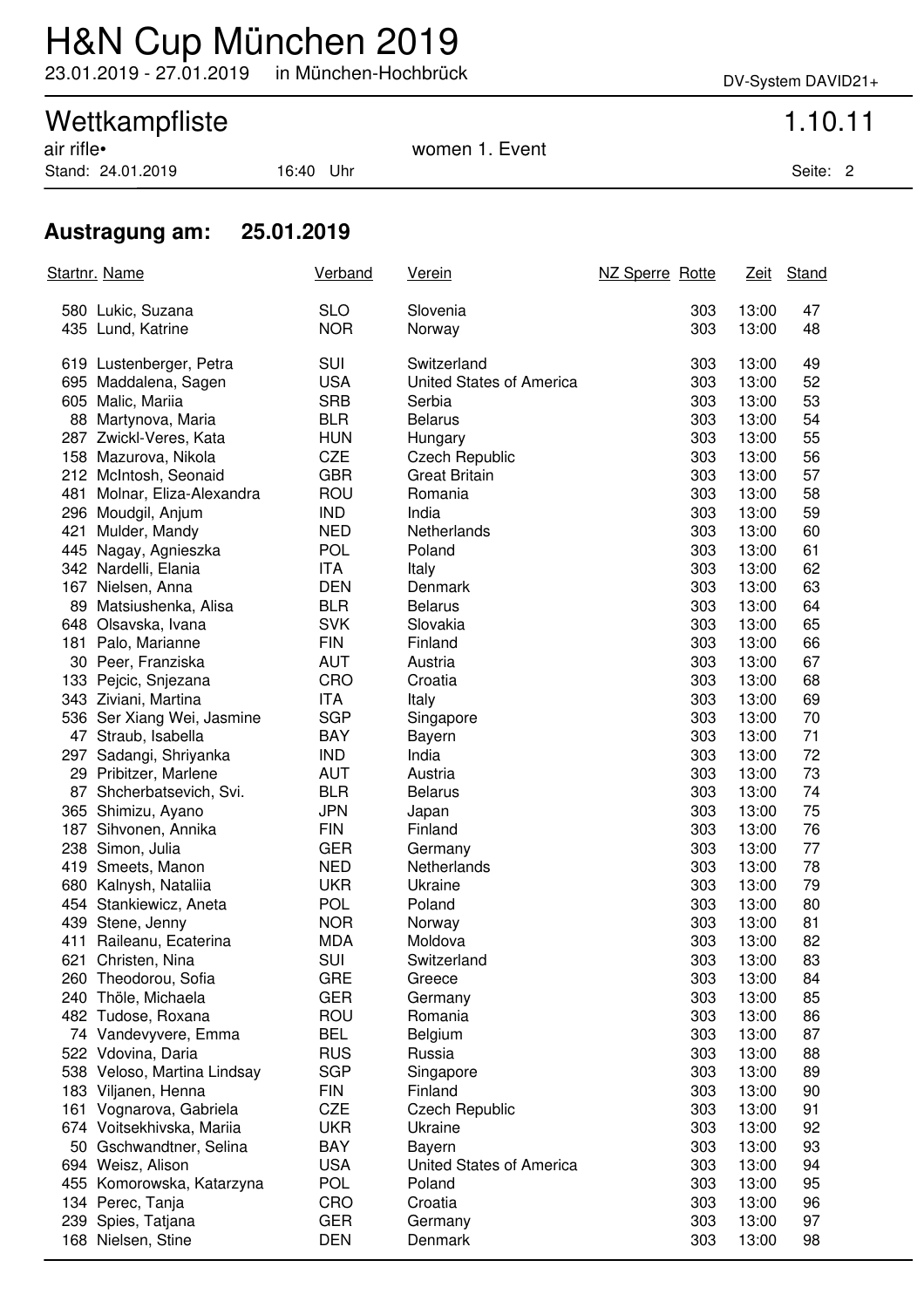# H&N Cup München 2019

23.01.2019 - 27.01.2019 in München-Hochbrück

DV-System DAVID21+

## Wettkampfliste

1.10.11

air rifle• women 1. Event

Stand: 24.01.2019 16:40 Uhr

### Austragung am: 25.01.2019

| Startnr. | Name | Verband | Verein | NZ Sperre | Rotte | Zeit | Stand |
|---|---|---|---|---|---|---|---|
| 580 | Lukic, Suzana | SLO | Slovenia | | 303 | 13:00 | 47 |
| 435 | Lund, Katrine | NOR | Norway | | 303 | 13:00 | 48 |
| 619 | Lustenberger, Petra | SUI | Switzerland | | 303 | 13:00 | 49 |
| 695 | Maddalena, Sagen | USA | United States of America | | 303 | 13:00 | 52 |
| 605 | Malic, Mariia | SRB | Serbia | | 303 | 13:00 | 53 |
| 88 | Martynova, Maria | BLR | Belarus | | 303 | 13:00 | 54 |
| 287 | Zwickl-Veres, Kata | HUN | Hungary | | 303 | 13:00 | 55 |
| 158 | Mazurova, Nikola | CZE | Czech Republic | | 303 | 13:00 | 56 |
| 212 | McIntosh, Seonaid | GBR | Great Britain | | 303 | 13:00 | 57 |
| 481 | Molnar, Eliza-Alexandra | ROU | Romania | | 303 | 13:00 | 58 |
| 296 | Moudgil, Anjum | IND | India | | 303 | 13:00 | 59 |
| 421 | Mulder, Mandy | NED | Netherlands | | 303 | 13:00 | 60 |
| 445 | Nagay, Agnieszka | POL | Poland | | 303 | 13:00 | 61 |
| 342 | Nardelli, Elania | ITA | Italy | | 303 | 13:00 | 62 |
| 167 | Nielsen, Anna | DEN | Denmark | | 303 | 13:00 | 63 |
| 89 | Matsiushenka, Alisa | BLR | Belarus | | 303 | 13:00 | 64 |
| 648 | Olsavska, Ivana | SVK | Slovakia | | 303 | 13:00 | 65 |
| 181 | Palo, Marianne | FIN | Finland | | 303 | 13:00 | 66 |
| 30 | Peer, Franziska | AUT | Austria | | 303 | 13:00 | 67 |
| 133 | Pejcic, Snjezana | CRO | Croatia | | 303 | 13:00 | 68 |
| 343 | Ziviani, Martina | ITA | Italy | | 303 | 13:00 | 69 |
| 536 | Ser Xiang Wei, Jasmine | SGP | Singapore | | 303 | 13:00 | 70 |
| 47 | Straub, Isabella | BAY | Bayern | | 303 | 13:00 | 71 |
| 297 | Sadangi, Shriyanka | IND | India | | 303 | 13:00 | 72 |
| 29 | Pribitzer, Marlene | AUT | Austria | | 303 | 13:00 | 73 |
| 87 | Shcherbatsevich, Svi. | BLR | Belarus | | 303 | 13:00 | 74 |
| 365 | Shimizu, Ayano | JPN | Japan | | 303 | 13:00 | 75 |
| 187 | Sihvonen, Annika | FIN | Finland | | 303 | 13:00 | 76 |
| 238 | Simon, Julia | GER | Germany | | 303 | 13:00 | 77 |
| 419 | Smeets, Manon | NED | Netherlands | | 303 | 13:00 | 78 |
| 680 | Kalnysh, Nataliia | UKR | Ukraine | | 303 | 13:00 | 79 |
| 454 | Stankiewicz, Aneta | POL | Poland | | 303 | 13:00 | 80 |
| 439 | Stene, Jenny | NOR | Norway | | 303 | 13:00 | 81 |
| 411 | Raileanu, Ecaterina | MDA | Moldova | | 303 | 13:00 | 82 |
| 621 | Christen, Nina | SUI | Switzerland | | 303 | 13:00 | 83 |
| 260 | Theodorou, Sofia | GRE | Greece | | 303 | 13:00 | 84 |
| 240 | Thöle, Michaela | GER | Germany | | 303 | 13:00 | 85 |
| 482 | Tudose, Roxana | ROU | Romania | | 303 | 13:00 | 86 |
| 74 | Vandevyvere, Emma | BEL | Belgium | | 303 | 13:00 | 87 |
| 522 | Vdovina, Daria | RUS | Russia | | 303 | 13:00 | 88 |
| 538 | Veloso, Martina Lindsay | SGP | Singapore | | 303 | 13:00 | 89 |
| 183 | Viljanen, Henna | FIN | Finland | | 303 | 13:00 | 90 |
| 161 | Vognarova, Gabriela | CZE | Czech Republic | | 303 | 13:00 | 91 |
| 674 | Voitsekhivska, Mariia | UKR | Ukraine | | 303 | 13:00 | 92 |
| 50 | Gschwandtner, Selina | BAY | Bayern | | 303 | 13:00 | 93 |
| 694 | Weisz, Alison | USA | United States of America | | 303 | 13:00 | 94 |
| 455 | Komorowska, Katarzyna | POL | Poland | | 303 | 13:00 | 95 |
| 134 | Perec, Tanja | CRO | Croatia | | 303 | 13:00 | 96 |
| 239 | Spies, Tatjana | GER | Germany | | 303 | 13:00 | 97 |
| 168 | Nielsen, Stine | DEN | Denmark | | 303 | 13:00 | 98 |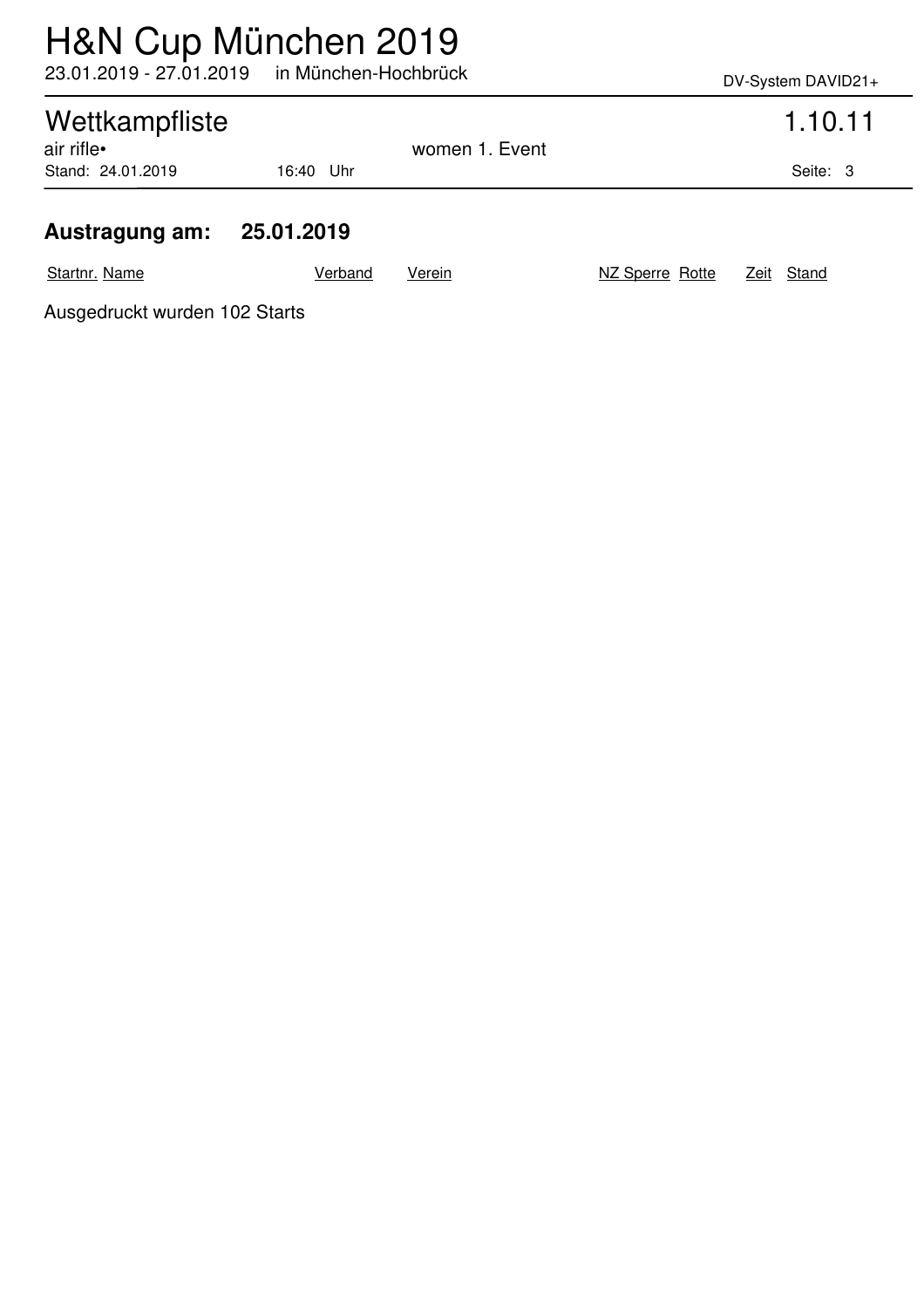# H&N Cup München 2019

23.01.2019 - 27.01.2019 in München-Hochbrück

DV-System DAVID21+

## Wettkampfliste

1.10.11

air rifle• women 1. Event

Stand: 24.01.2019 16:40 Uhr

Seite: 3

### Austragung am: 25.01.2019

| Startnr. | Name | Verband | Verein | NZ | Sperre | Rotte | Zeit | Stand |
|---|---|---|---|---|---|---|---|---|

Ausgedruckt wurden 102 Starts